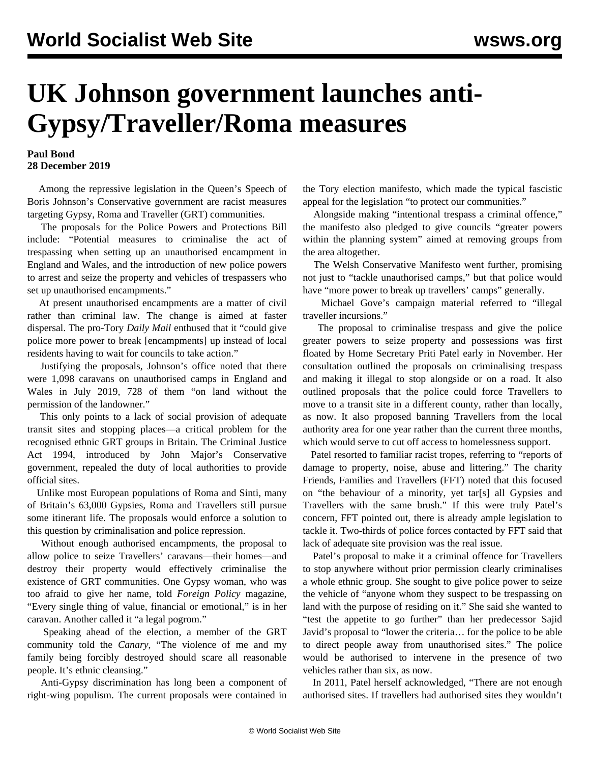# UK Johnson government launches anti-Gypsy/Traveller/Roma measures

**Paul Bond**
**28 December 2019**

Among the repressive legislation in the Queen's Speech of Boris Johnson's Conservative government are racist measures targeting Gypsy, Roma and Traveller (GRT) communities.

The proposals for the Police Powers and Protections Bill include: "Potential measures to criminalise the act of trespassing when setting up an unauthorised encampment in England and Wales, and the introduction of new police powers to arrest and seize the property and vehicles of trespassers who set up unauthorised encampments."

At present unauthorised encampments are a matter of civil rather than criminal law. The change is aimed at faster dispersal. The pro-Tory *Daily Mail* enthused that it "could give police more power to break [encampments] up instead of local residents having to wait for councils to take action."

Justifying the proposals, Johnson's office noted that there were 1,098 caravans on unauthorised camps in England and Wales in July 2019, 728 of them "on land without the permission of the landowner."

This only points to a lack of social provision of adequate transit sites and stopping places—a critical problem for the recognised ethnic GRT groups in Britain. The Criminal Justice Act 1994, introduced by John Major's Conservative government, repealed the duty of local authorities to provide official sites.

Unlike most European populations of Roma and Sinti, many of Britain's 63,000 Gypsies, Roma and Travellers still pursue some itinerant life. The proposals would enforce a solution to this question by criminalisation and police repression.

Without enough authorised encampments, the proposal to allow police to seize Travellers' caravans—their homes—and destroy their property would effectively criminalise the existence of GRT communities. One Gypsy woman, who was too afraid to give her name, told *Foreign Policy* magazine, "Every single thing of value, financial or emotional," is in her caravan. Another called it "a legal pogrom."

Speaking ahead of the election, a member of the GRT community told the *Canary*, "The violence of me and my family being forcibly destroyed should scare all reasonable people. It's ethnic cleansing."

Anti-Gypsy discrimination has long been a component of right-wing populism. The current proposals were contained in the Tory election manifesto, which made the typical fascistic appeal for the legislation "to protect our communities."

Alongside making "intentional trespass a criminal offence," the manifesto also pledged to give councils "greater powers within the planning system" aimed at removing groups from the area altogether.

The Welsh Conservative Manifesto went further, promising not just to "tackle unauthorised camps," but that police would have "more power to break up travellers' camps" generally.

Michael Gove's campaign material referred to "illegal traveller incursions."

The proposal to criminalise trespass and give the police greater powers to seize property and possessions was first floated by Home Secretary Priti Patel early in November. Her consultation outlined the proposals on criminalising trespass and making it illegal to stop alongside or on a road. It also outlined proposals that the police could force Travellers to move to a transit site in a different county, rather than locally, as now. It also proposed banning Travellers from the local authority area for one year rather than the current three months, which would serve to cut off access to homelessness support.

Patel resorted to familiar racist tropes, referring to "reports of damage to property, noise, abuse and littering." The charity Friends, Families and Travellers (FFT) noted that this focused on "the behaviour of a minority, yet tar[s] all Gypsies and Travellers with the same brush." If this were truly Patel's concern, FFT pointed out, there is already ample legislation to tackle it. Two-thirds of police forces contacted by FFT said that lack of adequate site provision was the real issue.

Patel's proposal to make it a criminal offence for Travellers to stop anywhere without prior permission clearly criminalises a whole ethnic group. She sought to give police power to seize the vehicle of "anyone whom they suspect to be trespassing on land with the purpose of residing on it." She said she wanted to "test the appetite to go further" than her predecessor Sajid Javid's proposal to "lower the criteria… for the police to be able to direct people away from unauthorised sites." The police would be authorised to intervene in the presence of two vehicles rather than six, as now.

In 2011, Patel herself acknowledged, "There are not enough authorised sites. If travellers had authorised sites they wouldn't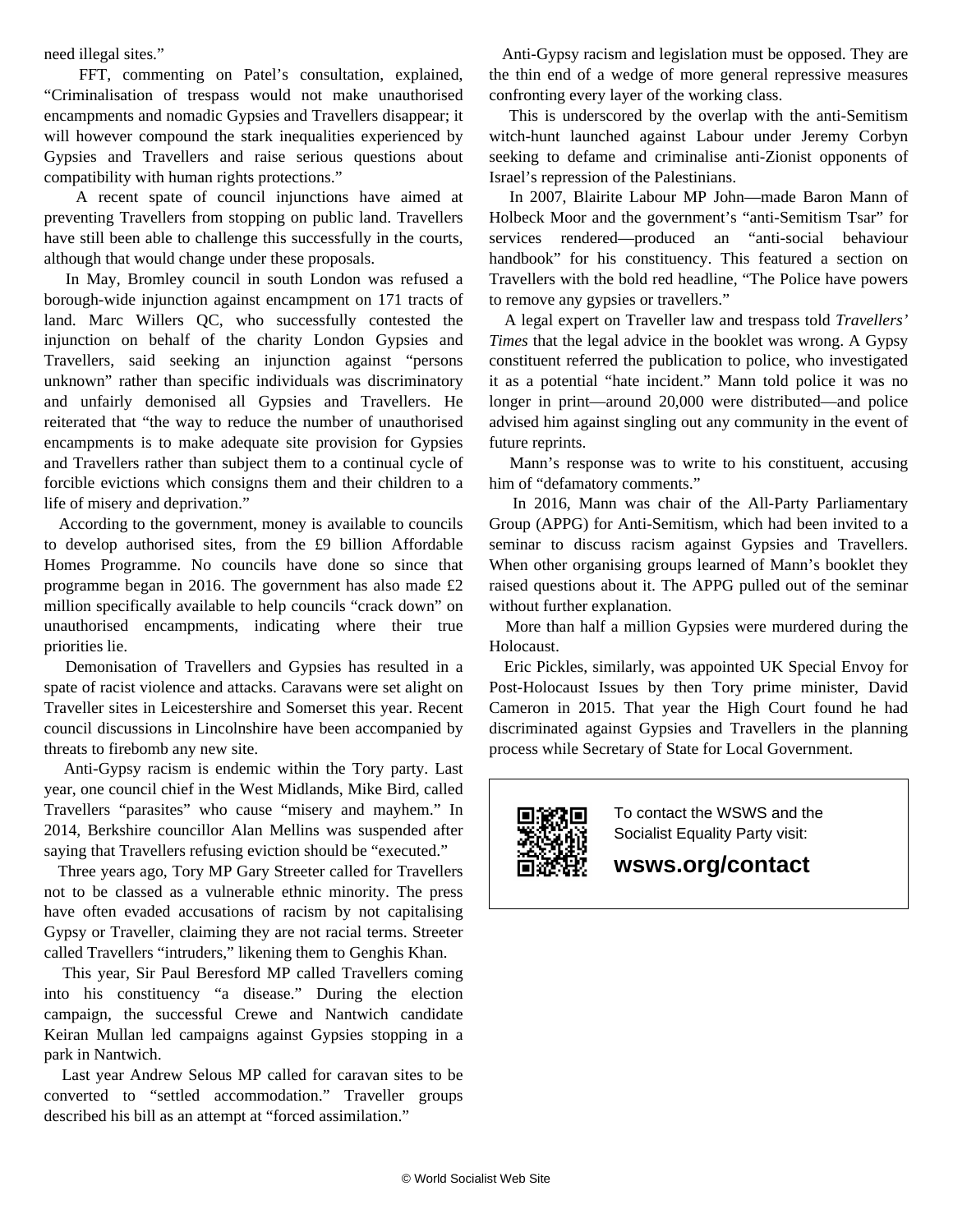need illegal sites."

FFT, commenting on Patel's consultation, explained, "Criminalisation of trespass would not make unauthorised encampments and nomadic Gypsies and Travellers disappear; it will however compound the stark inequalities experienced by Gypsies and Travellers and raise serious questions about compatibility with human rights protections."

A recent spate of council injunctions have aimed at preventing Travellers from stopping on public land. Travellers have still been able to challenge this successfully in the courts, although that would change under these proposals.

In May, Bromley council in south London was refused a borough-wide injunction against encampment on 171 tracts of land. Marc Willers QC, who successfully contested the injunction on behalf of the charity London Gypsies and Travellers, said seeking an injunction against "persons unknown" rather than specific individuals was discriminatory and unfairly demonised all Gypsies and Travellers. He reiterated that "the way to reduce the number of unauthorised encampments is to make adequate site provision for Gypsies and Travellers rather than subject them to a continual cycle of forcible evictions which consigns them and their children to a life of misery and deprivation."

According to the government, money is available to councils to develop authorised sites, from the £9 billion Affordable Homes Programme. No councils have done so since that programme began in 2016. The government has also made £2 million specifically available to help councils "crack down" on unauthorised encampments, indicating where their true priorities lie.

Demonisation of Travellers and Gypsies has resulted in a spate of racist violence and attacks. Caravans were set alight on Traveller sites in Leicestershire and Somerset this year. Recent council discussions in Lincolnshire have been accompanied by threats to firebomb any new site.

Anti-Gypsy racism is endemic within the Tory party. Last year, one council chief in the West Midlands, Mike Bird, called Travellers "parasites" who cause "misery and mayhem." In 2014, Berkshire councillor Alan Mellins was suspended after saying that Travellers refusing eviction should be "executed."

Three years ago, Tory MP Gary Streeter called for Travellers not to be classed as a vulnerable ethnic minority. The press have often evaded accusations of racism by not capitalising Gypsy or Traveller, claiming they are not racial terms. Streeter called Travellers "intruders," likening them to Genghis Khan.

This year, Sir Paul Beresford MP called Travellers coming into his constituency "a disease." During the election campaign, the successful Crewe and Nantwich candidate Keiran Mullan led campaigns against Gypsies stopping in a park in Nantwich.

Last year Andrew Selous MP called for caravan sites to be converted to "settled accommodation." Traveller groups described his bill as an attempt at "forced assimilation."

Anti-Gypsy racism and legislation must be opposed. They are the thin end of a wedge of more general repressive measures confronting every layer of the working class.

This is underscored by the overlap with the anti-Semitism witch-hunt launched against Labour under Jeremy Corbyn seeking to defame and criminalise anti-Zionist opponents of Israel's repression of the Palestinians.

In 2007, Blairite Labour MP John—made Baron Mann of Holbeck Moor and the government's "anti-Semitism Tsar" for services rendered—produced an "anti-social behaviour handbook" for his constituency. This featured a section on Travellers with the bold red headline, "The Police have powers to remove any gypsies or travellers."

A legal expert on Traveller law and trespass told *Travellers' Times* that the legal advice in the booklet was wrong. A Gypsy constituent referred the publication to police, who investigated it as a potential "hate incident." Mann told police it was no longer in print—around 20,000 were distributed—and police advised him against singling out any community in the event of future reprints.

Mann's response was to write to his constituent, accusing him of "defamatory comments."

In 2016, Mann was chair of the All-Party Parliamentary Group (APPG) for Anti-Semitism, which had been invited to a seminar to discuss racism against Gypsies and Travellers. When other organising groups learned of Mann's booklet they raised questions about it. The APPG pulled out of the seminar without further explanation.

More than half a million Gypsies were murdered during the Holocaust.

Eric Pickles, similarly, was appointed UK Special Envoy for Post-Holocaust Issues by then Tory prime minister, David Cameron in 2015. That year the High Court found he had discriminated against Gypsies and Travellers in the planning process while Secretary of State for Local Government.

To contact the WSWS and the Socialist Equality Party visit:

**wsws.org/contact**